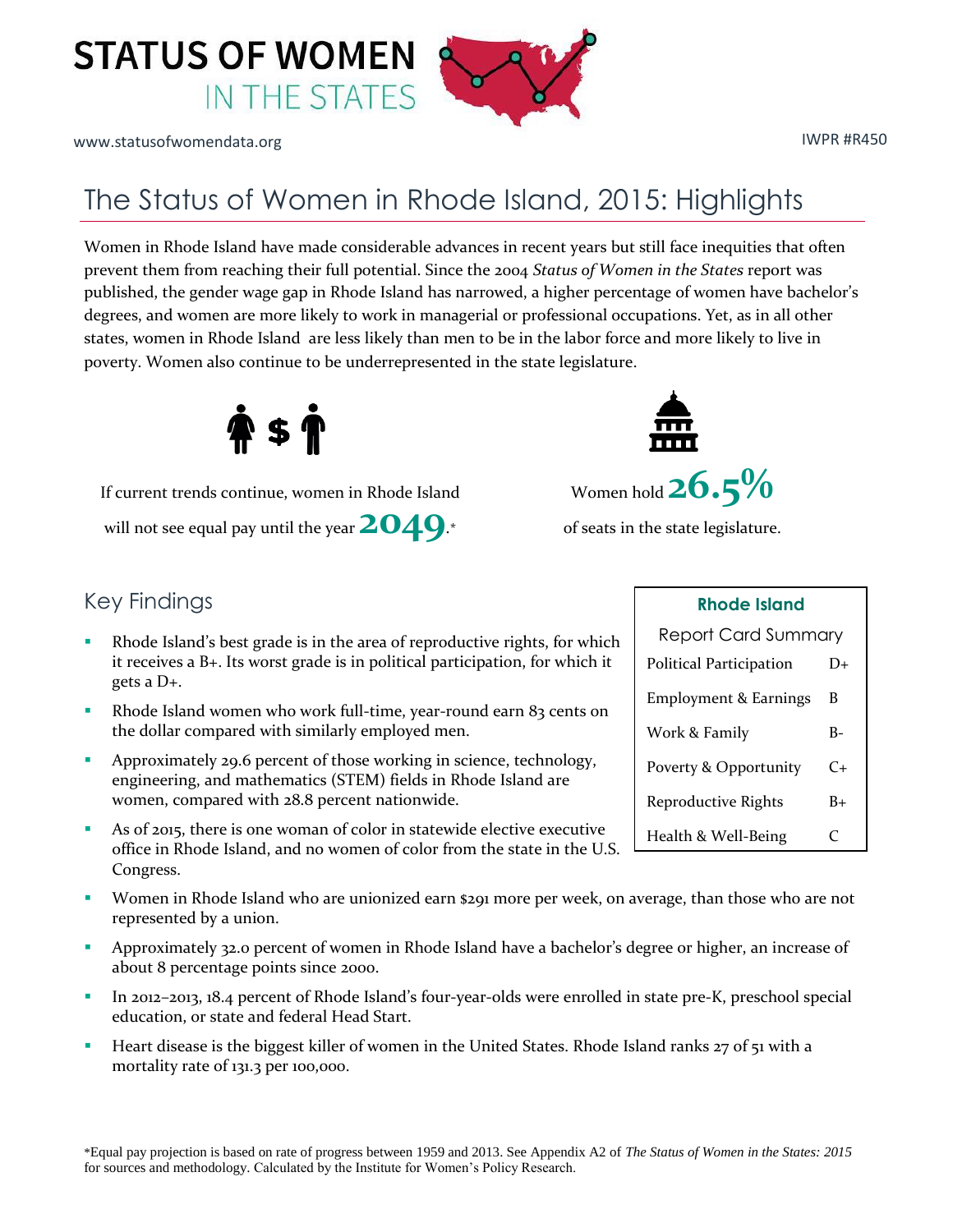# STATUS OF WOMEN IN THE STATES

www.statusofwomendata.org

IWPR #R450

## The Status of Women in Rhode Island, 2015: Highlights

Women in Rhode Island have made considerable advances in recent years but still face inequities that often prevent them from reaching their full potential. Since the 2004 *Status of Women in the States* report was published, the gender wage gap in Rhode Island has narrowed, a higher percentage of women have bachelor's degrees, and women are more likely to work in managerial or professional occupations. Yet, as in all other states, women in Rhode Island are less likely than men to be in the labor force and more likely to live in poverty. Women also continue to be underrepresented in the state legislature.

If current trends continue, women in Rhode Island will not see equal pay until the year **2049**.*

Women hold **26.5%** of seats in the state legislature.

## Key Findings

- Rhode Island's best grade is in the area of reproductive rights, for which it receives a B+. Its worst grade is in political participation, for which it gets a D+.
- Rhode Island women who work full-time, year-round earn 83 cents on the dollar compared with similarly employed men.
- Approximately 29.6 percent of those working in science, technology, engineering, and mathematics (STEM) fields in Rhode Island are women, compared with 28.8 percent nationwide.
- As of 2015, there is one woman of color in statewide elective executive office in Rhode Island, and no women of color from the state in the U.S. Congress.
- Women in Rhode Island who are unionized earn $291 more per week, on average, than those who are not represented by a union.
- Approximately 32.0 percent of women in Rhode Island have a bachelor's degree or higher, an increase of about 8 percentage points since 2000.
- In 2012–2013, 18.4 percent of Rhode Island's four-year-olds were enrolled in state pre-K, preschool special education, or state and federal Head Start.
- Heart disease is the biggest killer of women in the United States. Rhode Island ranks 27 of 51 with a mortality rate of 131.3 per 100,000.

| **Rhode Island** Report Card Summary | |
|---|---|
| Political Participation | D+ |
| Employment & Earnings | B |
| Work & Family | B- |
| Poverty & Opportunity | C+ |
| Reproductive Rights | B+ |
| Health & Well-Being | C |

*Equal pay projection is based on rate of progress between 1959 and 2013. See Appendix A2 of *The Status of Women in the States: 2015* for sources and methodology. Calculated by the Institute for Women's Policy Research.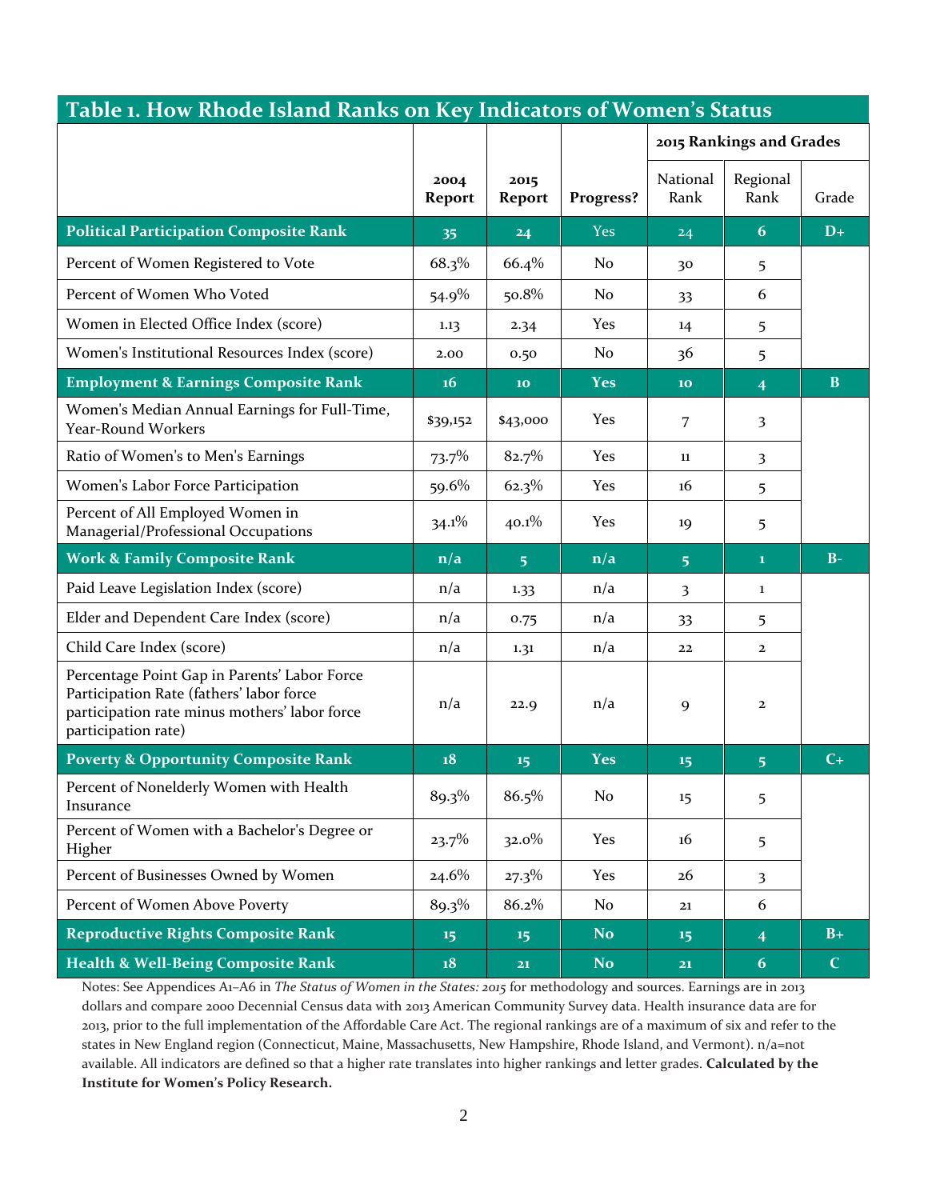## Table 1. How Rhode Island Ranks on Key Indicators of Women's Status

| | 2004 Report | 2015 Report | Progress? | 2015 Rankings and Grades | | |
|---|---|---|---|---|---|---|
| | | | | National Rank | Regional Rank | Grade |
| **Political Participation Composite Rank** | 35 | 24 | Yes | 24 | 6 | D+ |
| Percent of Women Registered to Vote | 68.3% | 66.4% | No | 30 | 5 | |
| Percent of Women Who Voted | 54.9% | 50.8% | No | 33 | 6 | |
| Women in Elected Office Index (score) | 1.13 | 2.34 | Yes | 14 | 5 | |
| Women's Institutional Resources Index (score) | 2.00 | 0.50 | No | 36 | 5 | |
| **Employment & Earnings Composite Rank** | 16 | 10 | Yes | 10 | 4 | B |
| Women's Median Annual Earnings for Full-Time, Year-Round Workers | $39,152 | $43,000 | Yes | 7 | 3 | |
| Ratio of Women's to Men's Earnings | 73.7% | 82.7% | Yes | 11 | 3 | |
| Women's Labor Force Participation | 59.6% | 62.3% | Yes | 16 | 5 | |
| Percent of All Employed Women in Managerial/Professional Occupations | 34.1% | 40.1% | Yes | 19 | 5 | |
| **Work & Family Composite Rank** | n/a | 5 | n/a | 5 | 1 | B- |
| Paid Leave Legislation Index (score) | n/a | 1.33 | n/a | 3 | 1 | |
| Elder and Dependent Care Index (score) | n/a | 0.75 | n/a | 33 | 5 | |
| Child Care Index (score) | n/a | 1.31 | n/a | 22 | 2 | |
| Percentage Point Gap in Parents' Labor Force Participation Rate (fathers' labor force participation rate minus mothers' labor force participation rate) | n/a | 22.9 | n/a | 9 | 2 | |
| **Poverty & Opportunity Composite Rank** | 18 | 15 | Yes | 15 | 5 | C+ |
| Percent of Nonelderly Women with Health Insurance | 89.3% | 86.5% | No | 15 | 5 | |
| Percent of Women with a Bachelor's Degree or Higher | 23.7% | 32.0% | Yes | 16 | 5 | |
| Percent of Businesses Owned by Women | 24.6% | 27.3% | Yes | 26 | 3 | |
| Percent of Women Above Poverty | 89.3% | 86.2% | No | 21 | 6 | |
| **Reproductive Rights Composite Rank** | 15 | 15 | No | 15 | 4 | B+ |
| **Health & Well-Being Composite Rank** | 18 | 21 | No | 21 | 6 | C |

Notes: See Appendices A1–A6 in *The Status of Women in the States: 2015* for methodology and sources. Earnings are in 2013 dollars and compare 2000 Decennial Census data with 2013 American Community Survey data. Health insurance data are for 2013, prior to the full implementation of the Affordable Care Act. The regional rankings are of a maximum of six and refer to the states in New England region (Connecticut, Maine, Massachusetts, New Hampshire, Rhode Island, and Vermont). n/a=not available. All indicators are defined so that a higher rate translates into higher rankings and letter grades. **Calculated by the Institute for Women's Policy Research.**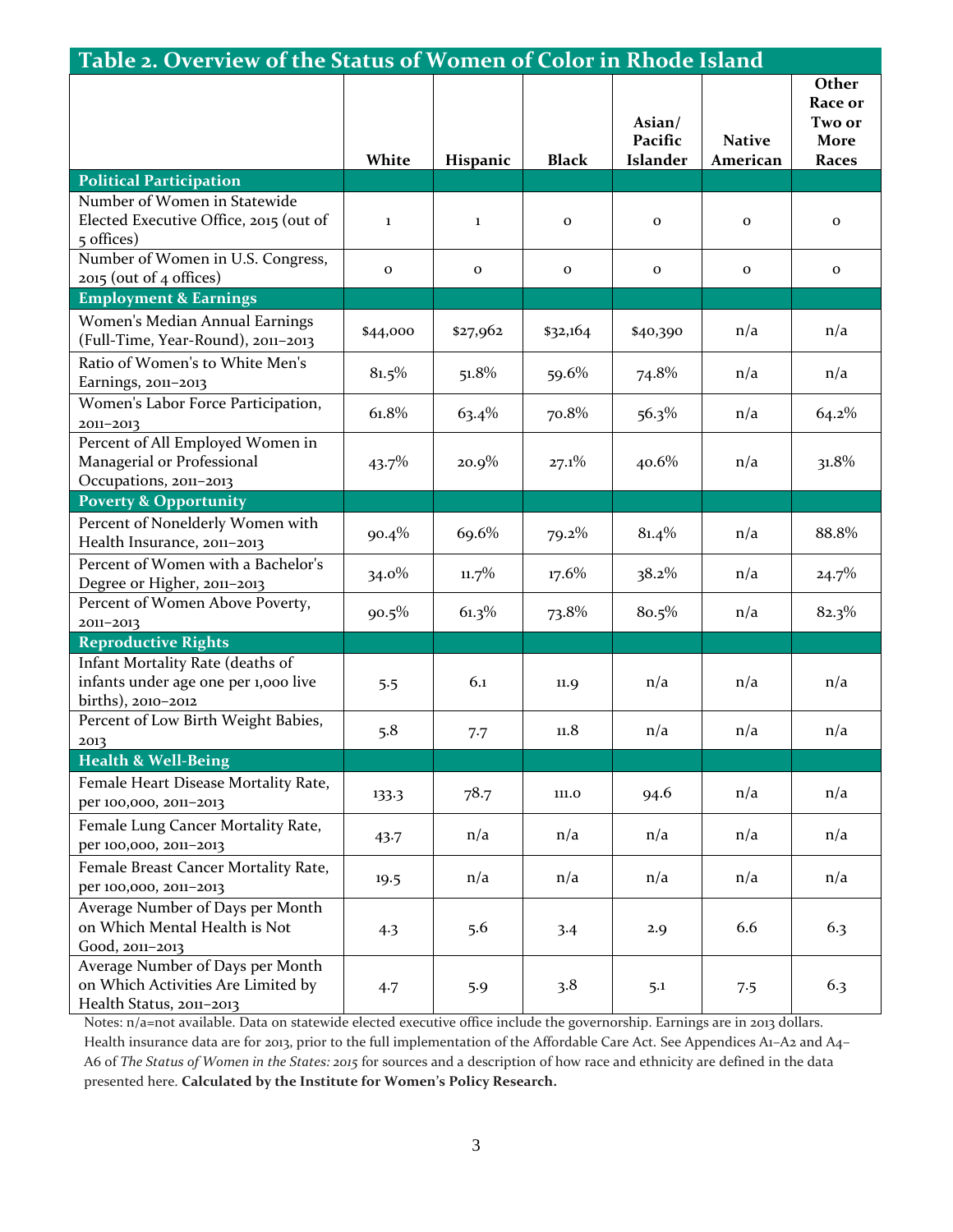## Table 2. Overview of the Status of Women of Color in Rhode Island

| | White | Hispanic | Black | Asian/ Pacific Islander | Native American | Other Race or Two or More Races |
|---|---|---|---|---|---|---|
| **Political Participation** | | | | | | |
| Number of Women in Statewide Elected Executive Office, 2015 (out of 5 offices) | 1 | 1 | 0 | 0 | 0 | 0 |
| Number of Women in U.S. Congress, 2015 (out of 4 offices) | 0 | 0 | 0 | 0 | 0 | 0 |
| **Employment & Earnings** | | | | | | |
| Women's Median Annual Earnings (Full-Time, Year-Round), 2011–2013 | $44,000 | $27,962 | $32,164 | $40,390 | n/a | n/a |
| Ratio of Women's to White Men's Earnings, 2011–2013 | 81.5% | 51.8% | 59.6% | 74.8% | n/a | n/a |
| Women's Labor Force Participation, 2011–2013 | 61.8% | 63.4% | 70.8% | 56.3% | n/a | 64.2% |
| Percent of All Employed Women in Managerial or Professional Occupations, 2011–2013 | 43.7% | 20.9% | 27.1% | 40.6% | n/a | 31.8% |
| **Poverty & Opportunity** | | | | | | |
| Percent of Nonelderly Women with Health Insurance, 2011–2013 | 90.4% | 69.6% | 79.2% | 81.4% | n/a | 88.8% |
| Percent of Women with a Bachelor's Degree or Higher, 2011–2013 | 34.0% | 11.7% | 17.6% | 38.2% | n/a | 24.7% |
| Percent of Women Above Poverty, 2011–2013 | 90.5% | 61.3% | 73.8% | 80.5% | n/a | 82.3% |
| **Reproductive Rights** | | | | | | |
| Infant Mortality Rate (deaths of infants under age one per 1,000 live births), 2010–2012 | 5.5 | 6.1 | 11.9 | n/a | n/a | n/a |
| Percent of Low Birth Weight Babies, 2013 | 5.8 | 7.7 | 11.8 | n/a | n/a | n/a |
| **Health & Well-Being** | | | | | | |
| Female Heart Disease Mortality Rate, per 100,000, 2011–2013 | 133.3 | 78.7 | 111.0 | 94.6 | n/a | n/a |
| Female Lung Cancer Mortality Rate, per 100,000, 2011–2013 | 43.7 | n/a | n/a | n/a | n/a | n/a |
| Female Breast Cancer Mortality Rate, per 100,000, 2011–2013 | 19.5 | n/a | n/a | n/a | n/a | n/a |
| Average Number of Days per Month on Which Mental Health is Not Good, 2011–2013 | 4.3 | 5.6 | 3.4 | 2.9 | 6.6 | 6.3 |
| Average Number of Days per Month on Which Activities Are Limited by Health Status, 2011–2013 | 4.7 | 5.9 | 3.8 | 5.1 | 7.5 | 6.3 |

Notes: n/a=not available. Data on statewide elected executive office include the governorship. Earnings are in 2013 dollars. Health insurance data are for 2013, prior to the full implementation of the Affordable Care Act. See Appendices A1–A2 and A4–A6 of *The Status of Women in the States: 2015* for sources and a description of how race and ethnicity are defined in the data presented here. **Calculated by the Institute for Women's Policy Research.**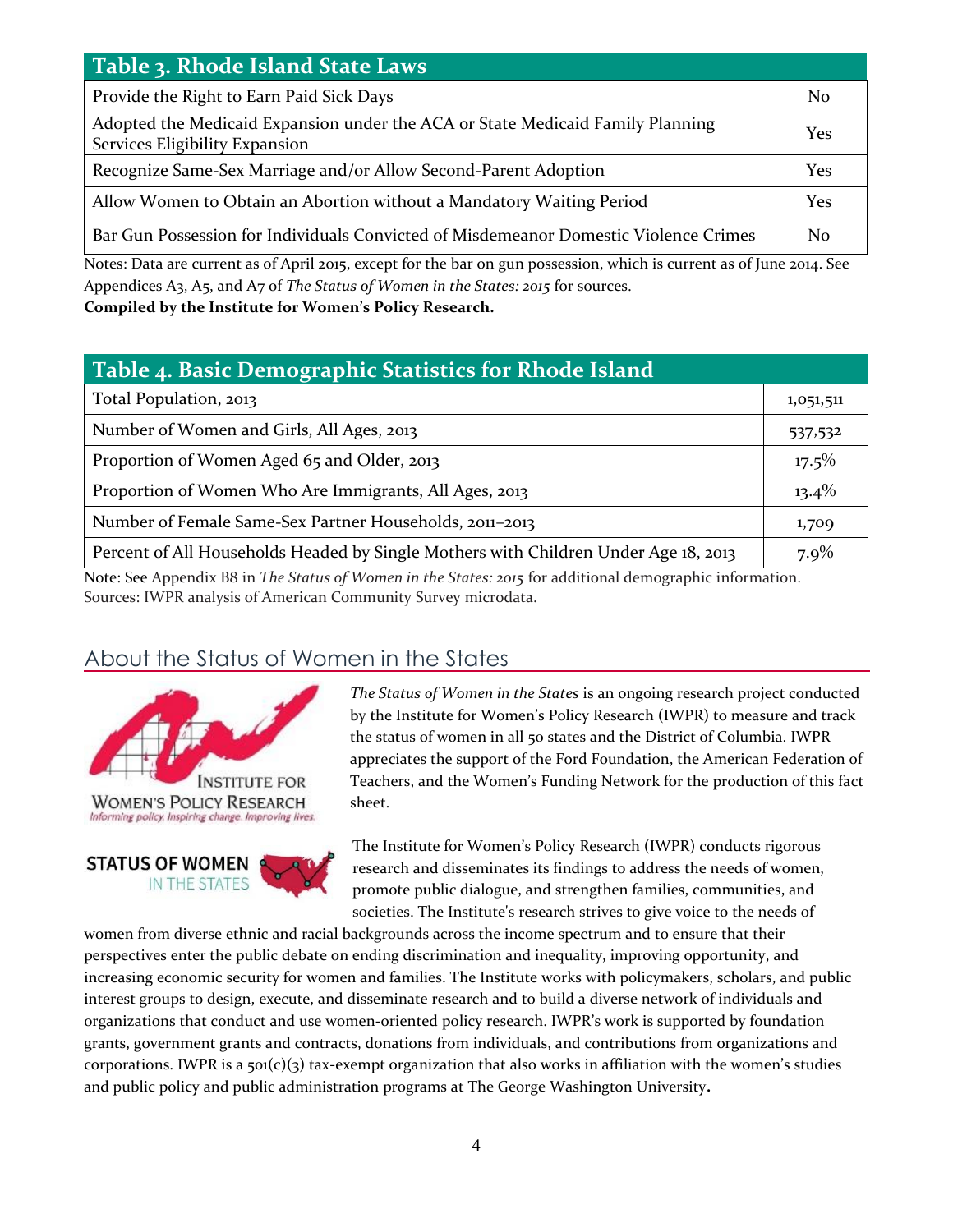## Table 3. Rhode Island State Laws

| | |
|---|---|
| Provide the Right to Earn Paid Sick Days | No |
| Adopted the Medicaid Expansion under the ACA or State Medicaid Family Planning Services Eligibility Expansion | Yes |
| Recognize Same-Sex Marriage and/or Allow Second-Parent Adoption | Yes |
| Allow Women to Obtain an Abortion without a Mandatory Waiting Period | Yes |
| Bar Gun Possession for Individuals Convicted of Misdemeanor Domestic Violence Crimes | No |

Notes: Data are current as of April 2015, except for the bar on gun possession, which is current as of June 2014. See Appendices A3, A5, and A7 of *The Status of Women in the States: 2015* for sources.

**Compiled by the Institute for Women's Policy Research.**

## Table 4. Basic Demographic Statistics for Rhode Island

| | |
|---|---|
| Total Population, 2013 | 1,051,511 |
| Number of Women and Girls, All Ages, 2013 | 537,532 |
| Proportion of Women Aged 65 and Older, 2013 | 17.5% |
| Proportion of Women Who Are Immigrants, All Ages, 2013 | 13.4% |
| Number of Female Same-Sex Partner Households, 2011–2013 | 1,709 |
| Percent of All Households Headed by Single Mothers with Children Under Age 18, 2013 | 7.9% |

Note: See Appendix B8 in *The Status of Women in the States: 2015* for additional demographic information.
Sources: IWPR analysis of American Community Survey microdata.

## About the Status of Women in the States

INSTITUTE FOR WOMEN'S POLICY RESEARCH
*Informing policy. Inspiring change. Improving lives.*

STATUS OF WOMEN IN THE STATES

*The Status of Women in the States* is an ongoing research project conducted by the Institute for Women's Policy Research (IWPR) to measure and track the status of women in all 50 states and the District of Columbia. IWPR appreciates the support of the Ford Foundation, the American Federation of Teachers, and the Women's Funding Network for the production of this fact sheet.

The Institute for Women's Policy Research (IWPR) conducts rigorous research and disseminates its findings to address the needs of women, promote public dialogue, and strengthen families, communities, and societies. The Institute's research strives to give voice to the needs of women from diverse ethnic and racial backgrounds across the income spectrum and to ensure that their perspectives enter the public debate on ending discrimination and inequality, improving opportunity, and increasing economic security for women and families. The Institute works with policymakers, scholars, and public interest groups to design, execute, and disseminate research and to build a diverse network of individuals and organizations that conduct and use women-oriented policy research. IWPR's work is supported by foundation grants, government grants and contracts, donations from individuals, and contributions from organizations and corporations. IWPR is a 501(c)(3) tax-exempt organization that also works in affiliation with the women's studies and public policy and public administration programs at The George Washington University.